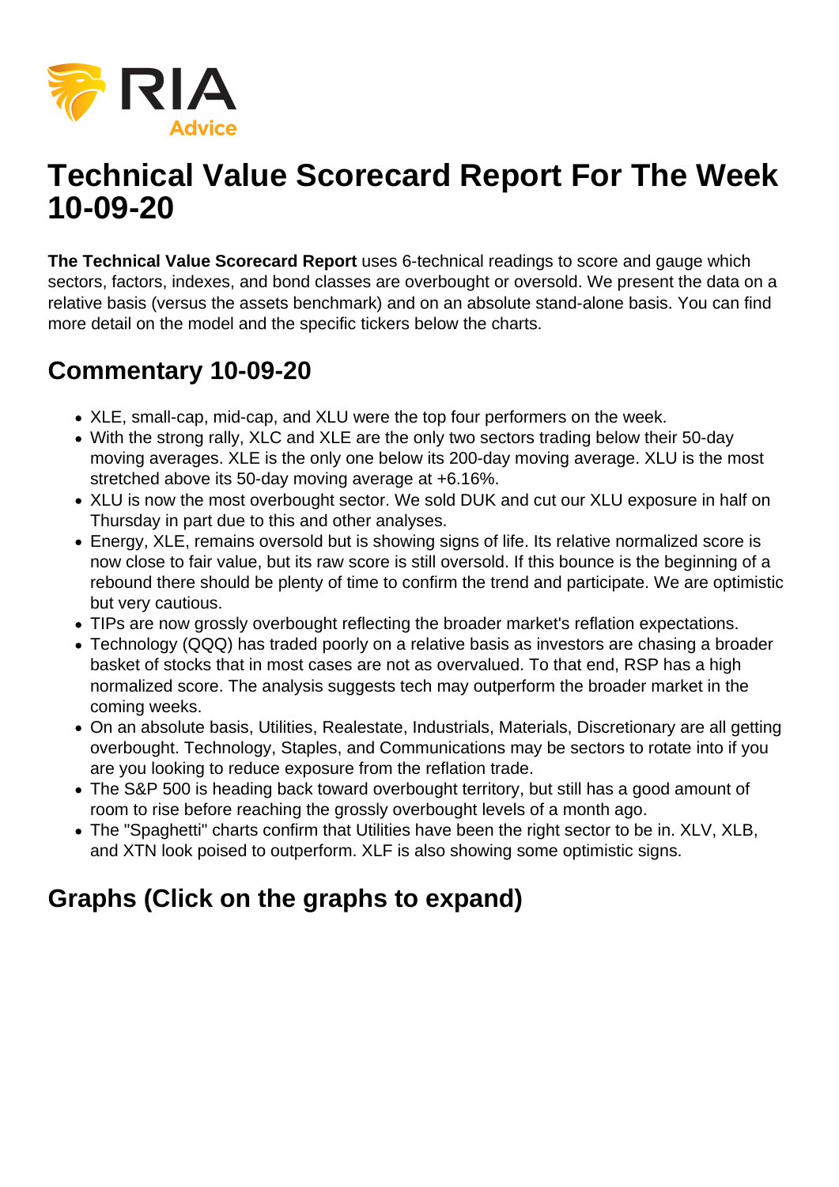# Technical Value Scorecard Report For The Week 10-09-20

**The Technical Value Scorecard Report** uses 6-technical readings to score and gauge which sectors, factors, indexes, and bond classes are overbought or oversold. We present the data on a relative basis (versus the assets benchmark) and on an absolute stand-alone basis. You can find more detail on the model and the specific tickers below the charts.

## Commentary 10-09-20

- XLE, small-cap, mid-cap, and XLU were the top four performers on the week.
- With the strong rally, XLC and XLE are the only two sectors trading below their 50-day moving averages. XLE is the only one below its 200-day moving average. XLU is the most stretched above its 50-day moving average at +6.16%.
- XLU is now the most overbought sector. We sold DUK and cut our XLU exposure in half on Thursday in part due to this and other analyses.
- Energy, XLE, remains oversold but is showing signs of life. Its relative normalized score is now close to fair value, but its raw score is still oversold. If this bounce is the beginning of a rebound there should be plenty of time to confirm the trend and participate. We are optimistic but very cautious.
- TIPs are now grossly overbought reflecting the broader market's reflation expectations.
- Technology (QQQ) has traded poorly on a relative basis as investors are chasing a broader basket of stocks that in most cases are not as overvalued. To that end, RSP has a high normalized score. The analysis suggests tech may outperform the broader market in the coming weeks.
- On an absolute basis, Utilities, Realestate, Industrials, Materials, Discretionary are all getting overbought. Technology, Staples, and Communications may be sectors to rotate into if you are you looking to reduce exposure from the reflation trade.
- The S&P 500 is heading back toward overbought territory, but still has a good amount of room to rise before reaching the grossly overbought levels of a month ago.
- The "Spaghetti" charts confirm that Utilities have been the right sector to be in. XLV, XLB, and XTN look poised to outperform. XLF is also showing some optimistic signs.

## Graphs (Click on the graphs to expand)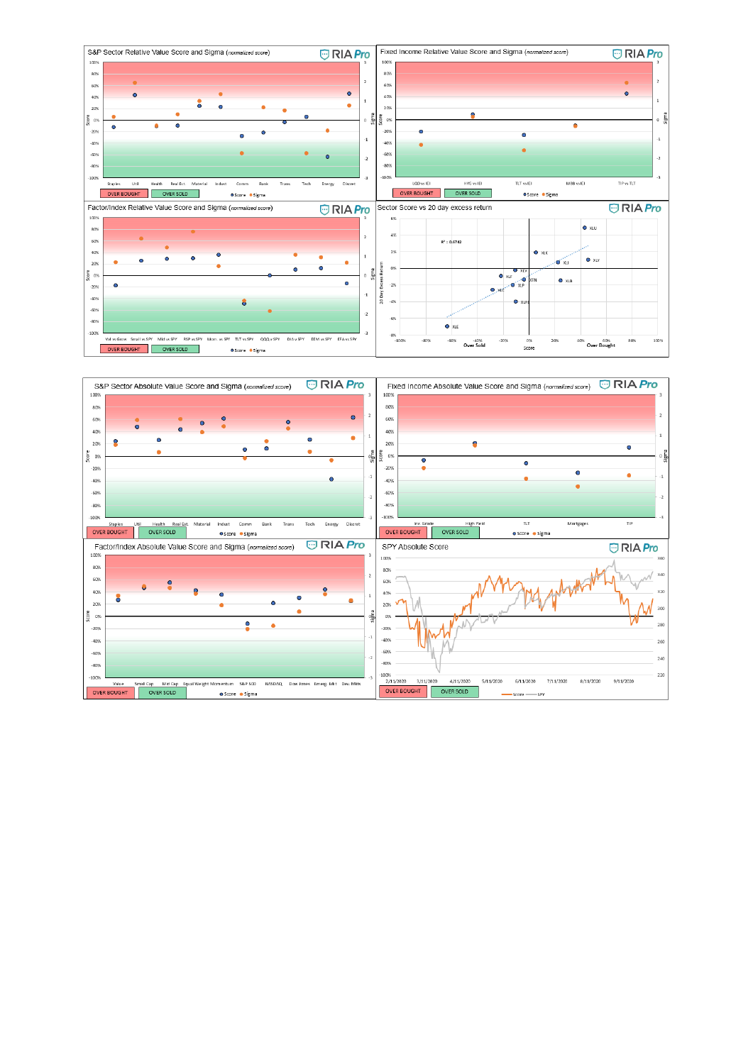S&P Sector Relative Value Score and Sigma (normalized score)

RIA Pro

100% 80% 60% 40% 20% 0% -20% -40% -60% -80% -100%

Staples Util Health Real Est. Material Indust Comm Bank Trans Tech Energy Discret

OVER BOUGHT OVER SOLD

Score Sigma

Fixed Income Relative Value Score and Sigma (normalized score)

RIA Pro

LQD vs IEI HYG vs IEI TLT vs IEI MBB vs IEI TIP vs TLT

OVER BOUGHT OVER SOLD

Score Sigma

Factor/Index Relative Value Score and Sigma (normalized score)

RIA Pro

Val vs Grow Small vs SPY Mid vs SPY RSP vs SPY Mom. vs SPY TLT vs SPY QQQ v SPY DIA v SPY EEM vs SPY EFA vs SPY

OVER BOUGHT OVER SOLD

Score Sigma

Sector Score vs 20 day excess return

RIA Pro

R² = 0.6742

XLU XLK XLI XLY XLV XLF XTN XLB XLP XLC XLRE XLE

20 Day Excess Return

-100% -80% -60% -40% -20% 0% 20% 40% 60% 80% 100%

Over Sold Over Bought

Score

S&P Sector Absolute Value Score and Sigma (normalized score)

RIA Pro

Staples Util Health Real Est. Material Indust Comm Bank Trans Tech Energy Discret

OVER BOUGHT OVER SOLD

Score Sigma

Fixed Income Absolute Value Score and Sigma (normalized score)

RIA Pro

Inv. Grade High Yield TLT Mortgages TIP

OVER BOUGHT OVER SOLD

Score Sigma

Factor/Index Absolute Value Score and Sigma (normalized score)

RIA Pro

Value Small Cap Mid Cap Equal Weight Momentum S&P 500 NASDAQ Dow Jones Emerg. Mkt Dev. Mkts

OVER BOUGHT OVER SOLD

Score Sigma

SPY Absolute Score

RIA Pro

2/11/2020 3/11/2020 4/11/2020 5/11/2020 6/11/2020 7/11/2020 8/11/2020 9/11/2020

OVER BOUGHT OVER SOLD

Score SPY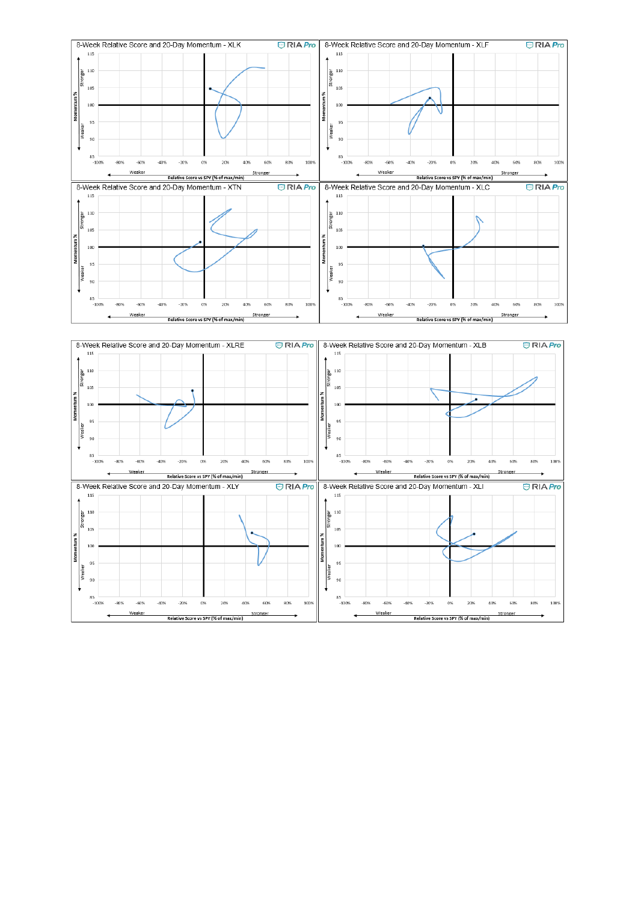8-Week Relative Score and 20-Day Momentum - XLK

RIA Pro

115
110
105
100
95
90
85

Momentum %

Stronger

Weaker

-100% -80% -60% -40% -20% 0% 20% 40% 60% 80% 100%

Weaker

Stronger

Relative Score vs SPY (% of max/min)

8-Week Relative Score and 20-Day Momentum - XLF

RIA Pro

115
110
105
100
95
90
85

Momentum %

Stronger

Weaker

-100% -80% -60% -40% -20% 0% 20% 40% 60% 80% 100%

Weaker

Stronger

Relative Score vs SPY (% of max/min)

8-Week Relative Score and 20-Day Momentum - XTN

RIA Pro

115
110
105
100
95
90
85

Momentum %

Stronger

Weaker

-100% -80% -60% -40% -20% 0% 20% 40% 60% 80% 100%

Weaker

Stronger

Relative Score vs SPY (% of max/min)

8-Week Relative Score and 20-Day Momentum - XLC

RIA Pro

115
110
105
100
95
90
85

Momentum %

Stronger

Weaker

-100% -80% -60% -40% -20% 0% 20% 40% 60% 80% 100%

Weaker

Stronger

Relative Score vs SPY (% of max/min)

8-Week Relative Score and 20-Day Momentum - XLRE

RIA Pro

115
110
105
100
95
90
85

Momentum %

Stronger

Weaker

-100% -80% -60% -40% -20% 0% 20% 40% 60% 80% 100%

Weaker

Stronger

Relative Score vs SPY (% of max/min)

8-Week Relative Score and 20-Day Momentum - XLB

RIA Pro

115
110
105
100
95
90
85

Momentum %

Stronger

Weaker

-100% -80% -60% -40% -20% 0% 20% 40% 60% 80% 100%

Weaker

Stronger

Relative Score vs SPY (% of max/min)

8-Week Relative Score and 20-Day Momentum - XLY

RIA Pro

115
110
105
100
95
90
85

Momentum %

Stronger

Weaker

-100% -80% -60% -40% -20% 0% 20% 40% 60% 80% 100%

Weaker

Stronger

Relative Score vs SPY (% of max/min)

8-Week Relative Score and 20-Day Momentum - XLI

RIA Pro

115
110
105
100
95
90
85

Momentum %

Stronger

Weaker

-100% -80% -60% -40% -20% 0% 20% 40% 60% 80% 100%

Weaker

Stronger

Relative Score vs SPY (% of max/min)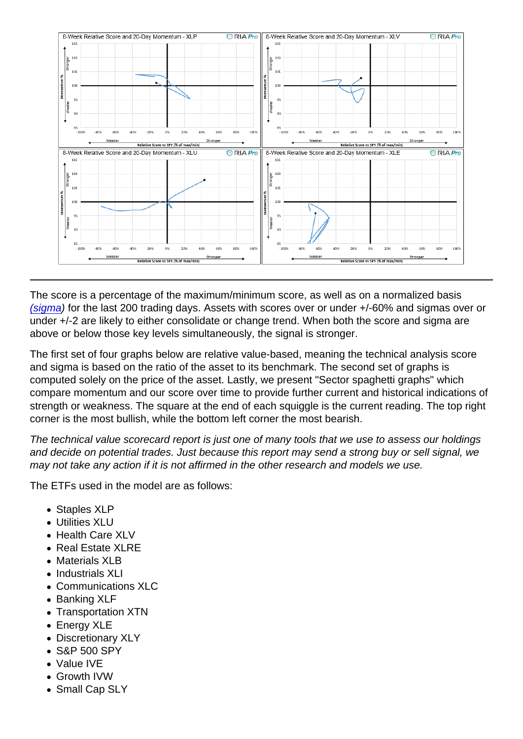The score is a percentage of the maximum/minimum score, as well as on a normalized basis *(sigma)* for the last 200 trading days. Assets with scores over or under +/-60% and sigmas over or under +/-2 are likely to either consolidate or change trend. When both the score and sigma are above or below those key levels simultaneously, the signal is stronger.

The first set of four graphs below are relative value-based, meaning the technical analysis score and sigma is based on the ratio of the asset to its benchmark. The second set of graphs is computed solely on the price of the asset. Lastly, we present "Sector spaghetti graphs" which compare momentum and our score over time to provide further current and historical indications of strength or weakness. The square at the end of each squiggle is the current reading. The top right corner is the most bullish, while the bottom left corner the most bearish.

*The technical value scorecard report is just one of many tools that we use to assess our holdings and decide on potential trades. Just because this report may send a strong buy or sell signal, we may not take any action if it is not affirmed in the other research and models we use.*

The ETFs used in the model are as follows:

- Staples XLP
- Utilities XLU
- Health Care XLV
- Real Estate XLRE
- Materials XLB
- Industrials XLI
- Communications XLC
- Banking XLF
- Transportation XTN
- Energy XLE
- Discretionary XLY
- S&P 500 SPY
- Value IVE
- Growth IVW
- Small Cap SLY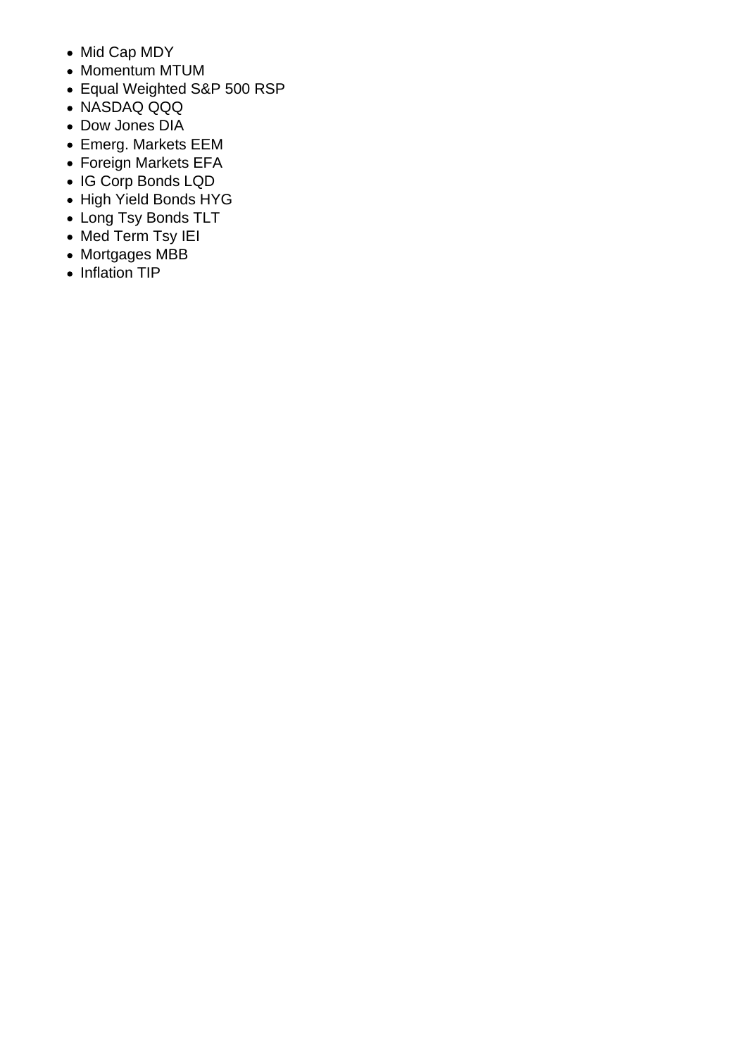- Mid Cap MDY
- Momentum MTUM
- Equal Weighted S&P 500 RSP
- NASDAQ QQQ
- Dow Jones DIA
- Emerg. Markets EEM
- Foreign Markets EFA
- IG Corp Bonds LQD
- High Yield Bonds HYG
- Long Tsy Bonds TLT
- Med Term Tsy IEI
- Mortgages MBB
- Inflation TIP